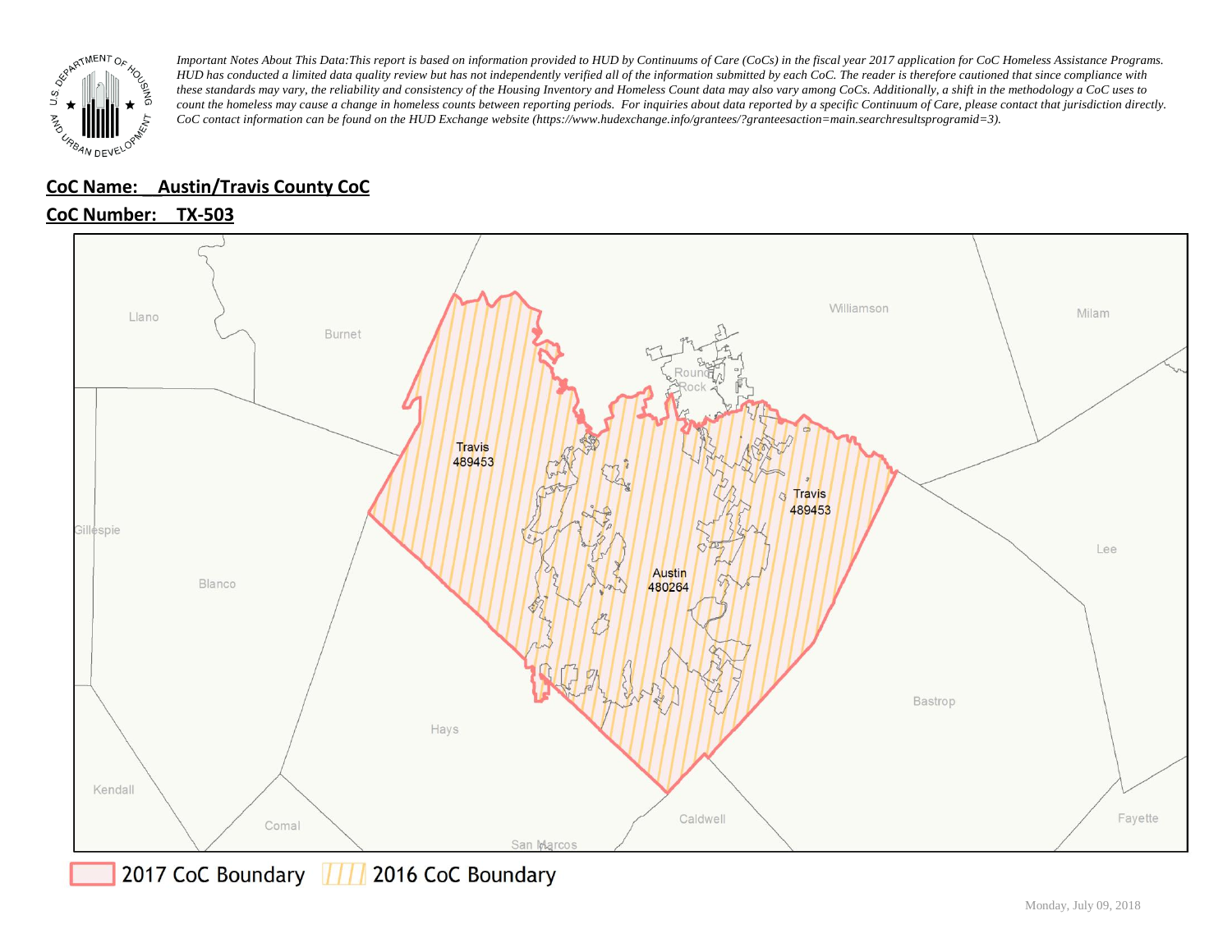*Important Notes About This Data:This report is based on information provided to HUD by Continuums of Care (CoCs) in the fiscal year 2017 application for CoC Homeless Assistance Programs. HUD has conducted a limited data quality review but has not independently verified all of the information submitted by each CoC. The reader is therefore cautioned that since compliance with these standards may vary, the reliability and consistency of the Housing Inventory and Homeless Count data may also vary among CoCs. Additionally, a shift in the methodology a CoC uses to count the homeless may cause a change in homeless counts between reporting periods. For inquiries about data reported by a specific Continuum of Care, please contact that jurisdiction directly. CoC contact information can be found on the HUD Exchange website (https://www.hudexchange.info/grantees/?granteesaction=main.searchresultsprogramid=3).*

**CoC Name: Austin/Travis County CoC**

**CoC Number: TX-503**

Llano Burnet Williamson Milam Round Rock Travis 489453 Travis 489453 Austin 480264 Gillespie Blanco Lee Bastrop Hays Kendall Comal Caldwell Fayette San Marcos

2017 CoC Boundary 2016 CoC Boundary

Monday, July 09, 2018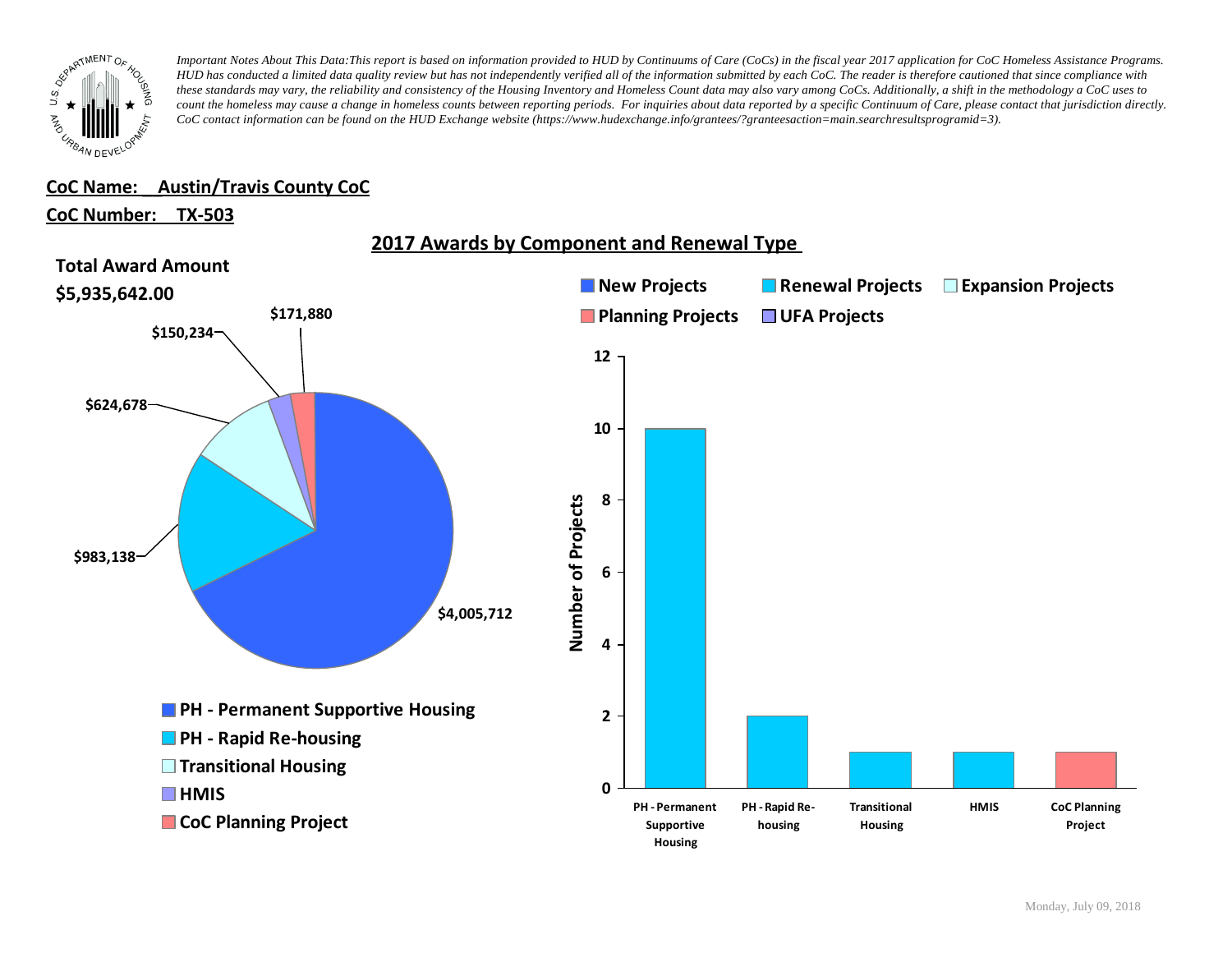*Important Notes About This Data:This report is based on information provided to HUD by Continuums of Care (CoCs) in the fiscal year 2017 application for CoC Homeless Assistance Programs. HUD has conducted a limited data quality review but has not independently verified all of the information submitted by each CoC. The reader is therefore cautioned that since compliance with these standards may vary, the reliability and consistency of the Housing Inventory and Homeless Count data may also vary among CoCs. Additionally, a shift in the methodology a CoC uses to count the homeless may cause a change in homeless counts between reporting periods. For inquiries about data reported by a specific Continuum of Care, please contact that jurisdiction directly. CoC contact information can be found on the HUD Exchange website (https://www.hudexchange.info/grantees/?granteesaction=main.searchresultsprogramid=3).*

**CoC Name: Austin/Travis County CoC**

**CoC Number: TX-503**

## 2017 Awards by Component and Renewal Type

**Total Award Amount**

**$5,935,642.00**

| Component | Award Amount |
| --- | --- |
| PH - Permanent Supportive Housing | $4,005,712 |
| PH - Rapid Re-housing | $983,138 |
| Transitional Housing | $624,678 |
| HMIS | $150,234 |
| CoC Planning Project | $171,880 |

Legend: New Projects, Renewal Projects, Expansion Projects, Planning Projects, UFA Projects

| Component | Number of Projects | Type |
| --- | --- | --- |
| PH - Permanent Supportive Housing | 10 | Renewal Projects |
| PH - Rapid Re-housing | 2 | Renewal Projects |
| Transitional Housing | 1 | Renewal Projects |
| HMIS | 1 | Renewal Projects |
| CoC Planning Project | 1 | Planning Projects |

Monday, July 09, 2018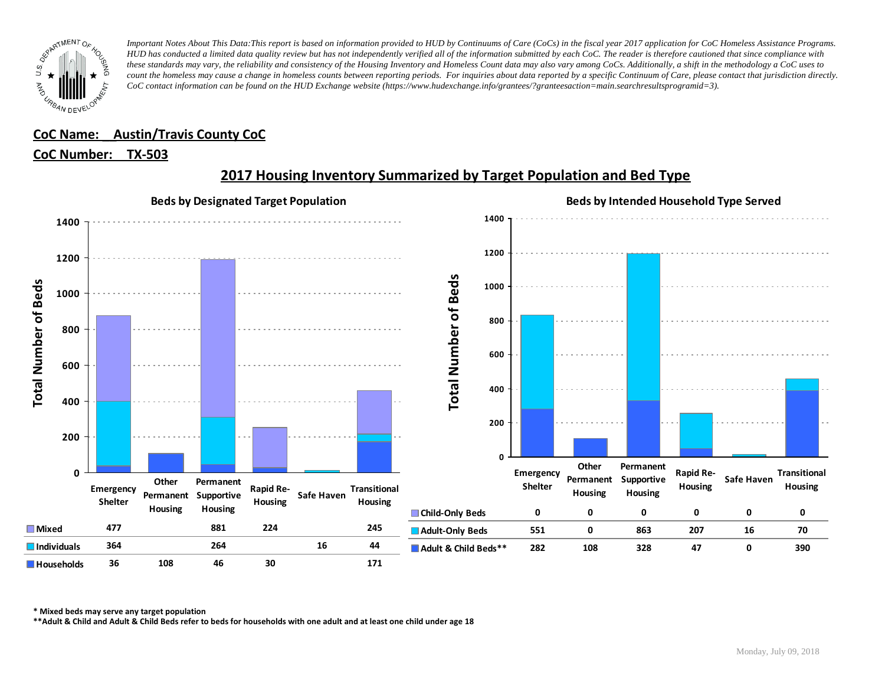*Important Notes About This Data:This report is based on information provided to HUD by Continuums of Care (CoCs) in the fiscal year 2017 application for CoC Homeless Assistance Programs. HUD has conducted a limited data quality review but has not independently verified all of the information submitted by each CoC. The reader is therefore cautioned that since compliance with these standards may vary, the reliability and consistency of the Housing Inventory and Homeless Count data may also vary among CoCs. Additionally, a shift in the methodology a CoC uses to count the homeless may cause a change in homeless counts between reporting periods. For inquiries about data reported by a specific Continuum of Care, please contact that jurisdiction directly. CoC contact information can be found on the HUD Exchange website (https://www.hudexchange.info/grantees/?granteesaction=main.searchresultsprogramid=3).*

**CoC Name: Austin/Travis County CoC**

**CoC Number: TX-503**

## 2017 Housing Inventory Summarized by Target Population and Bed Type

### Beds by Designated Target Population

| | Emergency Shelter | Other Permanent Housing | Permanent Supportive Housing | Rapid Re-Housing | Safe Haven | Transitional Housing |
|---|---|---|---|---|---|---|
| Mixed | 477 | | 881 | 224 | | 245 |
| Individuals | 364 | | 264 | | 16 | 44 |
| Households | 36 | 108 | 46 | 30 | | 171 |

### Beds by Intended Household Type Served

| | Emergency Shelter | Other Permanent Housing | Permanent Supportive Housing | Rapid Re-Housing | Safe Haven | Transitional Housing |
|---|---|---|---|---|---|---|
| Child-Only Beds | 0 | 0 | 0 | 0 | 0 | 0 |
| Adult-Only Beds | 551 | 0 | 863 | 207 | 16 | 70 |
| Adult & Child Beds** | 282 | 108 | 328 | 47 | 0 | 390 |

\* Mixed beds may serve any target population

\*\*Adult & Child and Adult & Child Beds refer to beds for households with one adult and at least one child under age 18

Monday, July 09, 2018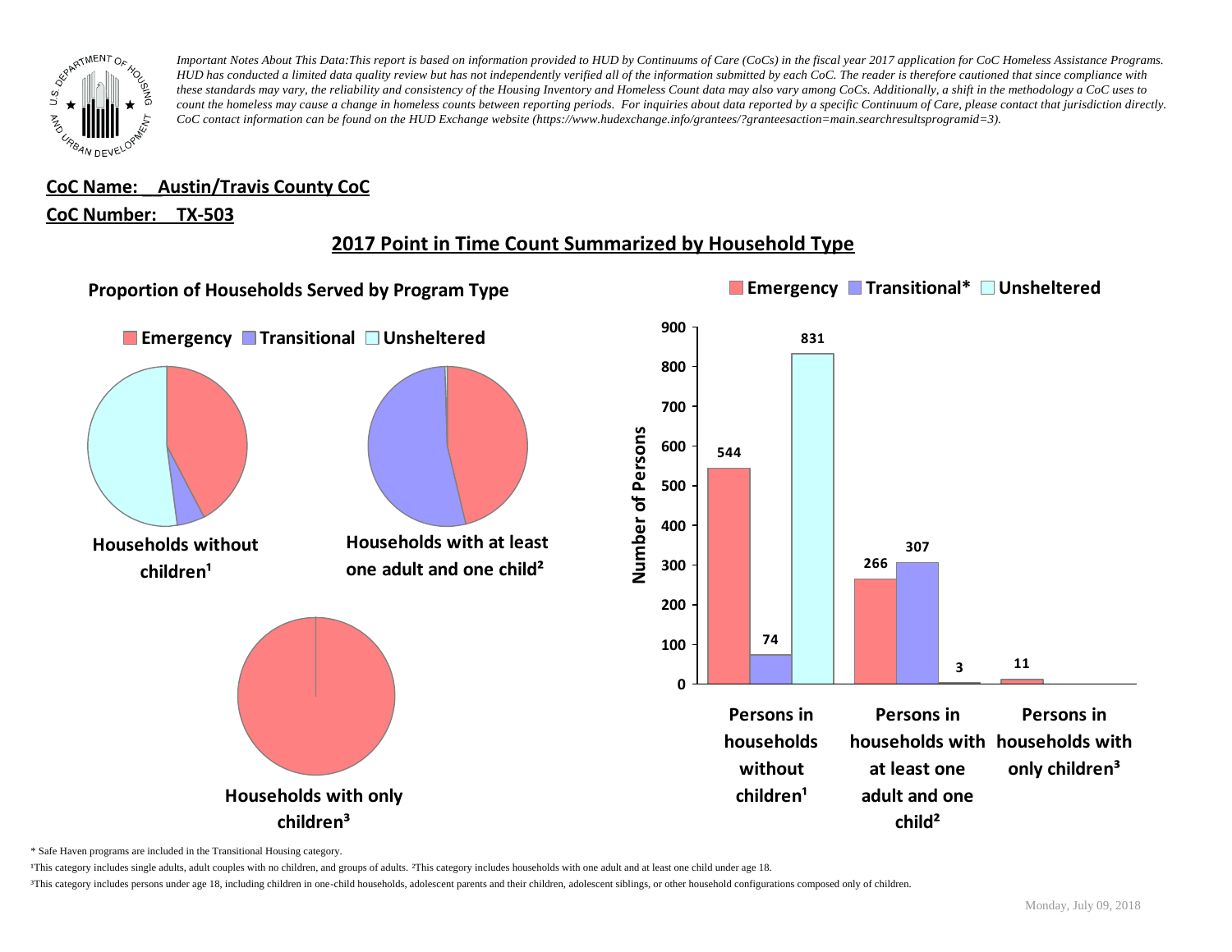*Important Notes About This Data:This report is based on information provided to HUD by Continuums of Care (CoCs) in the fiscal year 2017 application for CoC Homeless Assistance Programs. HUD has conducted a limited data quality review but has not independently verified all of the information submitted by each CoC. The reader is therefore cautioned that since compliance with these standards may vary, the reliability and consistency of the Housing Inventory and Homeless Count data may also vary among CoCs. Additionally, a shift in the methodology a CoC uses to count the homeless may cause a change in homeless counts between reporting periods. For inquiries about data reported by a specific Continuum of Care, please contact that jurisdiction directly. CoC contact information can be found on the HUD Exchange website (https://www.hudexchange.info/grantees/?granteesaction=main.searchresultsprogramid=3).*

**CoC Name: Austin/Travis County CoC**

**CoC Number: TX-503**

## 2017 Point in Time Count Summarized by Household Type

### Proportion of Households Served by Program Type

Emergency | Transitional | Unsheltered

Households without children[1]

Households with at least one adult and one child[2]

Households with only children[3]

Emergency | Transitional* | Unsheltered

| | Emergency | Transitional* | Unsheltered |
|---|---|---|---|
| Persons in households without children[1] | 544 | 74 | 831 |
| Persons in households with at least one adult and one child[2] | 266 | 307 | 3 |
| Persons in households with only children[3] | 11 | | |

\* Safe Haven programs are included in the Transitional Housing category.

[1]This category includes single adults, adult couples with no children, and groups of adults. [2]This category includes households with one adult and at least one child under age 18.

[3]This category includes persons under age 18, including children in one-child households, adolescent parents and their children, adolescent siblings, or other household configurations composed only of children.

Monday, July 09, 2018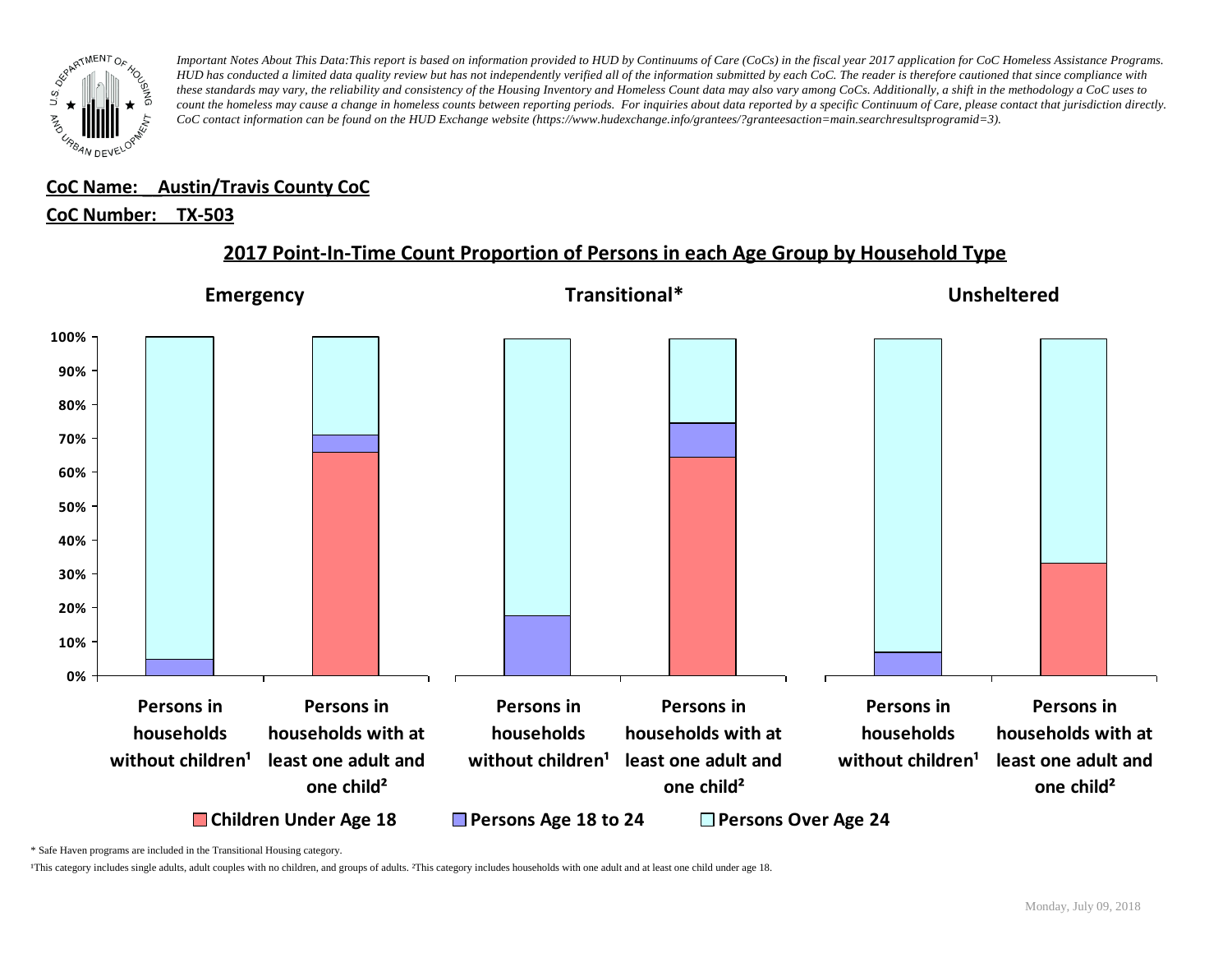*Important Notes About This Data:This report is based on information provided to HUD by Continuums of Care (CoCs) in the fiscal year 2017 application for CoC Homeless Assistance Programs. HUD has conducted a limited data quality review but has not independently verified all of the information submitted by each CoC. The reader is therefore cautioned that since compliance with these standards may vary, the reliability and consistency of the Housing Inventory and Homeless Count data may also vary among CoCs. Additionally, a shift in the methodology a CoC uses to count the homeless may cause a change in homeless counts between reporting periods. For inquiries about data reported by a specific Continuum of Care, please contact that jurisdiction directly. CoC contact information can be found on the HUD Exchange website (https://www.hudexchange.info/grantees/?granteesaction=main.searchresultsprogramid=3).*

**CoC Name: Austin/Travis County CoC**

**CoC Number: TX-503**

## 2017 Point-In-Time Count Proportion of Persons in each Age Group by Household Type

**Emergency** | **Transitional*** | **Unsheltered**

100% | 90% | 80% | 70% | 60% | 50% | 40% | 30% | 20% | 10% | 0%

Persons in households without children¹ | Persons in households with at least one adult and one child²

Children Under Age 18 | Persons Age 18 to 24 | Persons Over Age 24

\* Safe Haven programs are included in the Transitional Housing category.

¹This category includes single adults, adult couples with no children, and groups of adults. ²This category includes households with one adult and at least one child under age 18.

Monday, July 09, 2018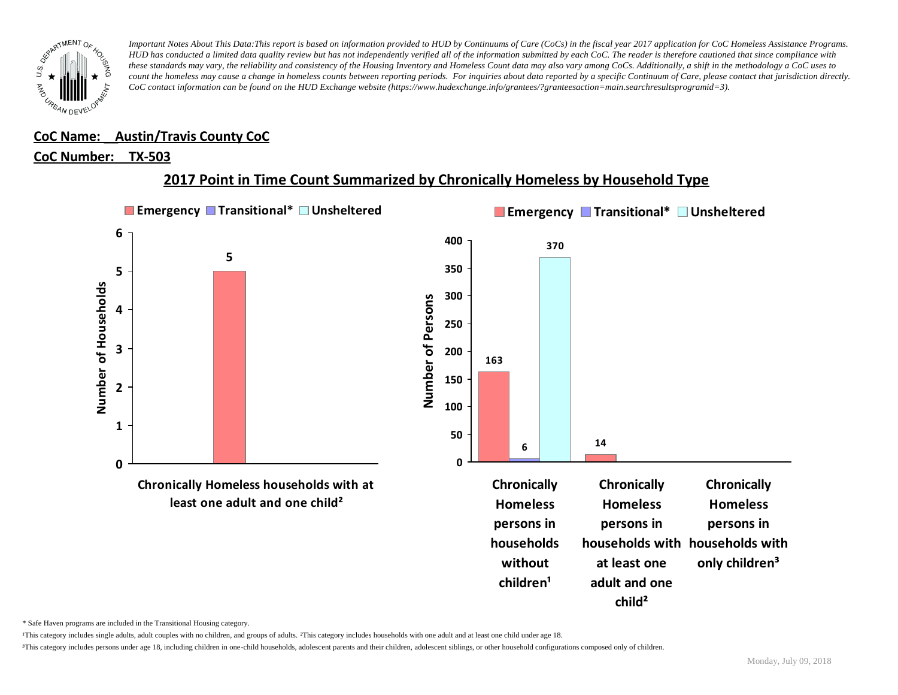*Important Notes About This Data:This report is based on information provided to HUD by Continuums of Care (CoCs) in the fiscal year 2017 application for CoC Homeless Assistance Programs. HUD has conducted a limited data quality review but has not independently verified all of the information submitted by each CoC. The reader is therefore cautioned that since compliance with these standards may vary, the reliability and consistency of the Housing Inventory and Homeless Count data may also vary among CoCs. Additionally, a shift in the methodology a CoC uses to count the homeless may cause a change in homeless counts between reporting periods. For inquiries about data reported by a specific Continuum of Care, please contact that jurisdiction directly. CoC contact information can be found on the HUD Exchange website (https://www.hudexchange.info/grantees/?granteesaction=main.searchresultsprogramid=3).*

**CoC Name: Austin/Travis County CoC**

**CoC Number: TX-503**

## 2017 Point in Time Count Summarized by Chronically Homeless by Household Type

**Number of Households**

| | Emergency | Transitional* | Unsheltered |
|---|---|---|---|
| Chronically Homeless households with at least one adult and one child² | 5 | | |

**Number of Persons**

| | Emergency | Transitional* | Unsheltered |
|---|---|---|---|
| Chronically Homeless persons in households without children¹ | 163 | 6 | 370 |
| Chronically Homeless persons in households with at least one adult and one child² | 14 | | |
| Chronically Homeless persons in households with only children³ | | | |

\* Safe Haven programs are included in the Transitional Housing category.

¹This category includes single adults, adult couples with no children, and groups of adults. ²This category includes households with one adult and at least one child under age 18.

³This category includes persons under age 18, including children in one-child households, adolescent parents and their children, adolescent siblings, or other household configurations composed only of children.

Monday, July 09, 2018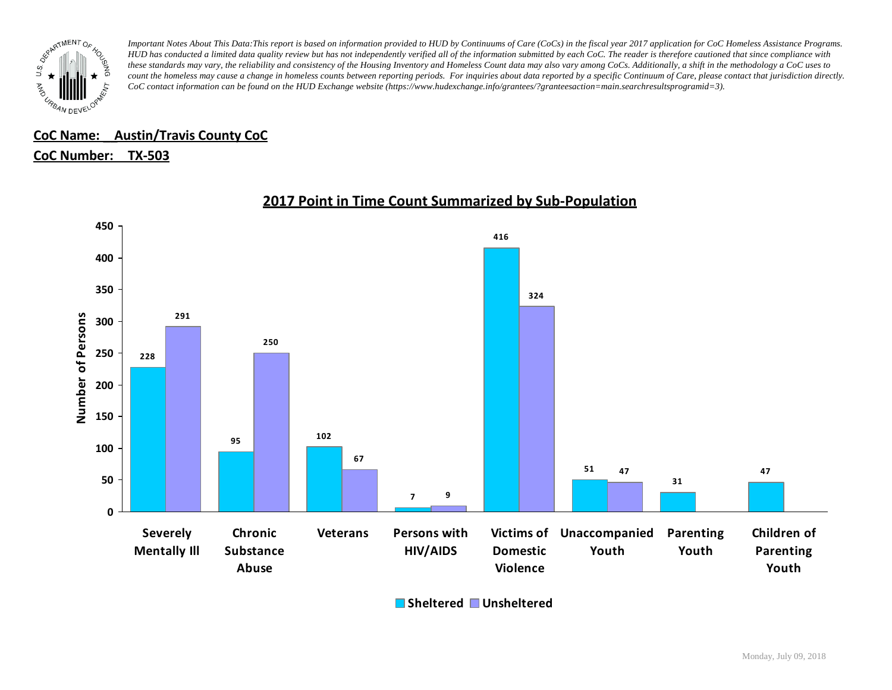*Important Notes About This Data:This report is based on information provided to HUD by Continuums of Care (CoCs) in the fiscal year 2017 application for CoC Homeless Assistance Programs. HUD has conducted a limited data quality review but has not independently verified all of the information submitted by each CoC. The reader is therefore cautioned that since compliance with these standards may vary, the reliability and consistency of the Housing Inventory and Homeless Count data may also vary among CoCs. Additionally, a shift in the methodology a CoC uses to count the homeless may cause a change in homeless counts between reporting periods. For inquiries about data reported by a specific Continuum of Care, please contact that jurisdiction directly. CoC contact information can be found on the HUD Exchange website (https://www.hudexchange.info/grantees/?granteesaction=main.searchresultsprogramid=3).*

**CoC Name: Austin/Travis County CoC**

**CoC Number: TX-503**

## 2017 Point in Time Count Summarized by Sub-Population

Number of Persons

0
50
100
150
200
250
300
350
400
450

Severely Mentally Ill: 228, 291
Chronic Substance Abuse: 95, 250
Veterans: 102, 67
Persons with HIV/AIDS: 7, 9
Victims of Domestic Violence: 416, 324
Unaccompanied Youth: 51, 47
Parenting Youth: 31
Children of Parenting Youth: 47

Sheltered
Unsheltered

Monday, July 09, 2018